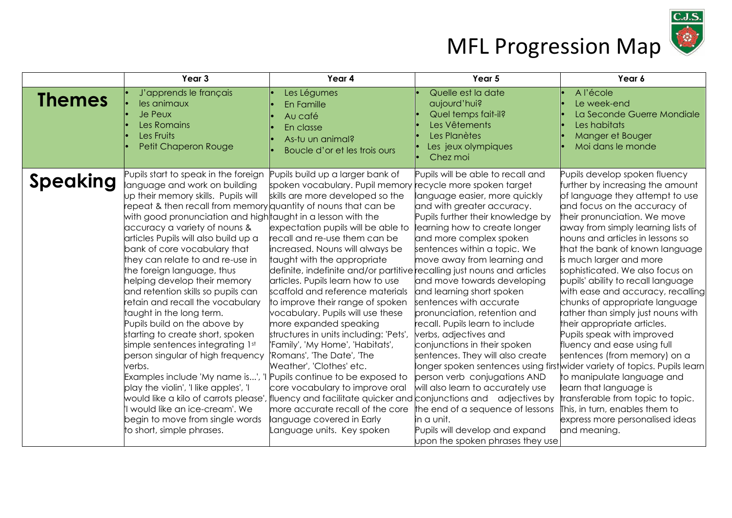# MFL Progression Map

| | Year 3 | Year 4 | Year 5 | Year 6 |
|---|---|---|---|---|
| **Themes** | • J'apprends le français<br>• les animaux<br>• Je Peux<br>• Les Romains<br>• Les Fruits<br>• Petit Chaperon Rouge | • Les Légumes<br>• En Famille<br>• Au café<br>• En classe<br>• As-tu un animal?<br>• Boucle d'or et les trois ours | • Quelle est la date aujourd'hui?<br>• Quel temps fait-il?<br>• Les Vêtements<br>• Les Planètes<br>• Les jeux olympiques<br>• Chez moi | • A l'école<br>• Le week-end<br>• La Seconde Guerre Mondiale<br>• Les habitats<br>• Manger et Bouger<br>• Moi dans le monde |
| **Speaking** | Pupils start to speak in the foreign language and work on building up their memory skills. Pupils will repeat & then recall from memory with good pronunciation and high accuracy a variety of nouns & articles Pupils will also build up a bank of core vocabulary that they can relate to and re-use in the foreign language, thus helping develop their memory and retention skills so pupils can retain and recall the vocabulary taught in the long term.<br>Pupils build on the above by starting to create short, spoken simple sentences integrating 1st person singular of high frequency verbs.<br>Examples include 'My name is...', 'I play the violin', 'I like apples', 'I would like a kilo of carrots please', 'I would like an ice-cream'. We begin to move from single words to short, simple phrases. | Pupils build up a larger bank of spoken vocabulary. Pupil memory skills are more developed so the quantity of nouns that can be taught in a lesson with the expectation pupils will be able to recall and re-use them can be increased. Nouns will always be taught with the appropriate definite, indefinite and/or partitive articles. Pupils learn how to use scaffold and reference materials to improve their range of spoken vocabulary. Pupils will use these more expanded speaking structures in units including: 'Pets', 'Family', 'My Home', 'Habitats', 'Romans', 'The Date', 'The Weather', 'Clothes' etc.<br>Pupils continue to be exposed to core vocabulary to improve oral fluency and facilitate quicker and more accurate recall of the core language covered in Early Language units. Key spoken | Pupils will be able to recall and recycle more spoken target language easier, more quickly and with greater accuracy.<br>Pupils further their knowledge by learning how to create longer and more complex spoken sentences within a topic. We move away from learning and recalling just nouns and articles and move towards developing and learning short spoken sentences with accurate pronunciation, retention and recall. Pupils learn to include verbs, adjectives and conjunctions in their spoken sentences. They will also create longer spoken sentences using first person verb conjugations AND will also learn to accurately use conjunctions and adjectives by the end of a sequence of lessons in a unit.<br>Pupils will develop and expand upon the spoken phrases they use | Pupils develop spoken fluency further by increasing the amount of language they attempt to use and focus on the accuracy of their pronunciation. We move away from simply learning lists of nouns and articles in lessons so that the bank of known language is much larger and more sophisticated. We also focus on pupils' ability to recall language with ease and accuracy, recalling chunks of appropriate language rather than simply just nouns with their appropriate articles.<br>Pupils speak with improved fluency and ease using full sentences (from memory) on a wider variety of topics. Pupils learn to manipulate language and learn that language is transferable from topic to topic. This, in turn, enables them to express more personalised ideas and meaning. |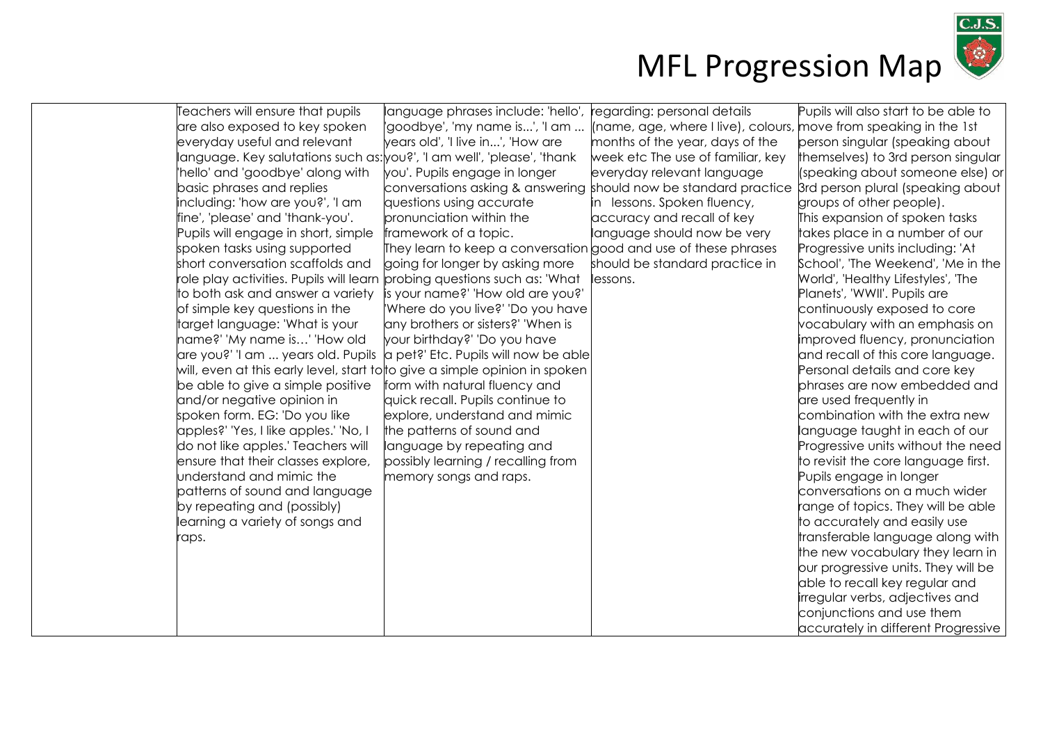# MFL Progression Map

| | | | | |
|---|---|---|---|---|
| | Teachers will ensure that pupils are also exposed to key spoken everyday useful and relevant language. Key salutations such as: 'hello' and 'goodbye' along with basic phrases and replies including: 'how are you?', 'I am fine', 'please' and 'thank-you'. Pupils will engage in short, simple spoken tasks using supported short conversation scaffolds and role play activities. Pupils will learn to both ask and answer a variety of simple key questions in the target language: 'What is your name?' 'My name is…' 'How old are you?' 'I am ... years old. Pupils will, even at this early level, start to be able to give a simple positive and/or negative opinion in spoken form. EG: 'Do you like apples?' 'Yes, I like apples.' 'No, I do not like apples.' Teachers will ensure that their classes explore, understand and mimic the patterns of sound and language by repeating and (possibly) learning a variety of songs and raps. | language phrases include: 'hello', 'goodbye', 'my name is...', 'I am ... years old', 'I live in...', 'How are you?', 'I am well', 'please', 'thank you'. Pupils engage in longer conversations asking & answering questions using accurate pronunciation within the framework of a topic. They learn to keep a conversation going for longer by asking more probing questions such as: 'What is your name?' 'How old are you?' 'Where do you live?' 'Do you have any brothers or sisters?' 'When is your birthday?' 'Do you have a pet?' Etc. Pupils will now be able to give a simple opinion in spoken form with natural fluency and quick recall. Pupils continue to explore, understand and mimic the patterns of sound and language by repeating and possibly learning / recalling from memory songs and raps. | regarding: personal details (name, age, where I live), colours, months of the year, days of the week etc The use of familiar, key everyday relevant language should now be standard practice in lessons. Spoken fluency, accuracy and recall of key language should now be very good and use of these phrases should be standard practice in lessons. | Pupils will also start to be able to move from speaking in the 1st person singular (speaking about themselves) to 3rd person singular (speaking about someone else) or 3rd person plural (speaking about groups of other people). This expansion of spoken tasks takes place in a number of our Progressive units including: 'At School', 'The Weekend', 'Me in the World', 'Healthy Lifestyles', 'The Planets', 'WWII'. Pupils are continuously exposed to core vocabulary with an emphasis on improved fluency, pronunciation and recall of this core language. Personal details and core key phrases are now embedded and are used frequently in combination with the extra new language taught in each of our Progressive units without the need to revisit the core language first. Pupils engage in longer conversations on a much wider range of topics. They will be able to accurately and easily use transferable language along with the new vocabulary they learn in our progressive units. They will be able to recall key regular and irregular verbs, adjectives and conjunctions and use them accurately in different Progressive |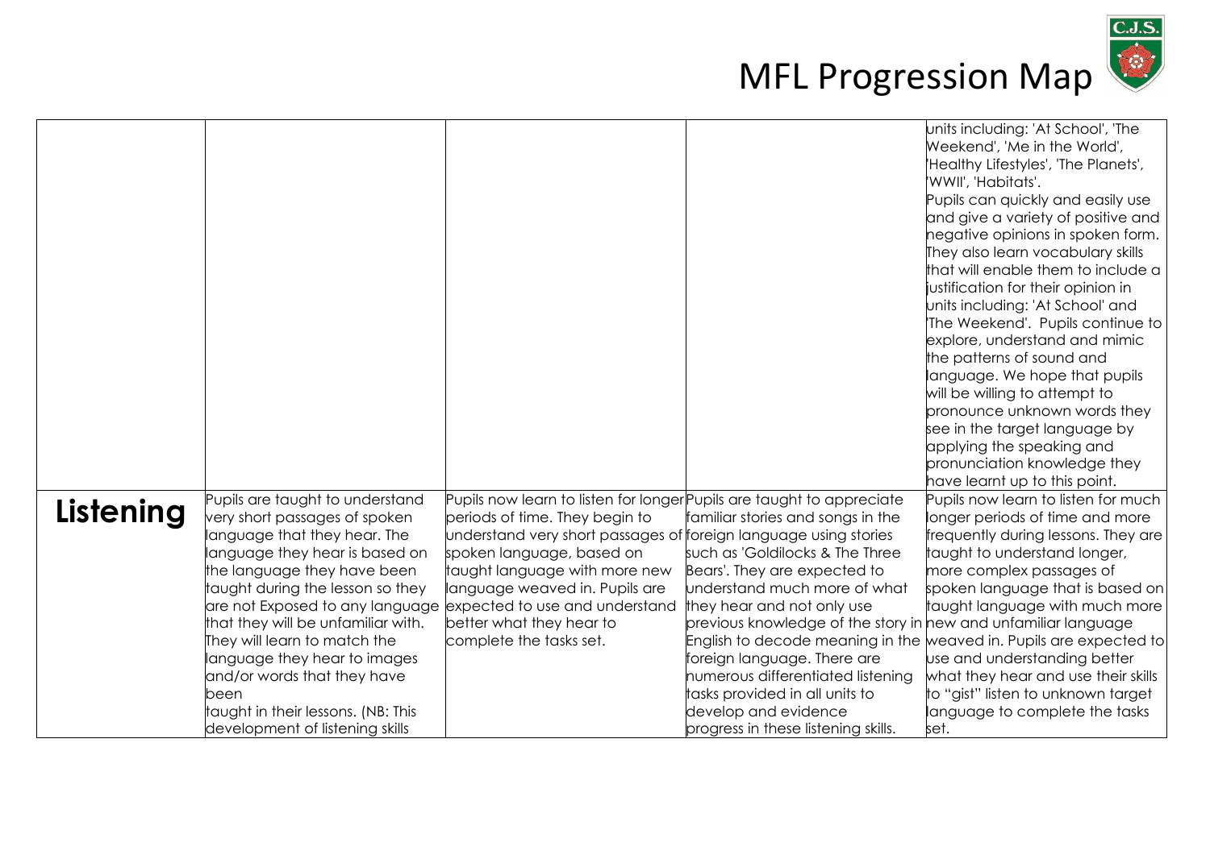# MFL Progression Map

| | | | | |
|---|---|---|---|---|
| | | | | units including: 'At School', 'The Weekend', 'Me in the World', 'Healthy Lifestyles', 'The Planets', 'WWII', 'Habitats'. Pupils can quickly and easily use and give a variety of positive and negative opinions in spoken form. They also learn vocabulary skills that will enable them to include a justification for their opinion in units including: 'At School' and 'The Weekend'. Pupils continue to explore, understand and mimic the patterns of sound and language. We hope that pupils will be willing to attempt to pronounce unknown words they see in the target language by applying the speaking and pronunciation knowledge they have learnt up to this point. |
| **Listening** | Pupils are taught to understand very short passages of spoken language that they hear. The language they hear is based on the language they have been taught during the lesson so they are not Exposed to any language that they will be unfamiliar with. They will learn to match the language they hear to images and/or words that they have been taught in their lessons. (NB: This development of listening skills | Pupils now learn to listen for longer periods of time. They begin to understand very short passages of spoken language, based on taught language with more new language weaved in. Pupils are expected to use and understand better what they hear to complete the tasks set. | Pupils are taught to appreciate familiar stories and songs in the foreign language using stories such as 'Goldilocks & The Three Bears'. They are expected to understand much more of what they hear and not only use previous knowledge of the story in English to decode meaning in the foreign language. There are numerous differentiated listening tasks provided in all units to develop and evidence progress in these listening skills. | Pupils now learn to listen for much longer periods of time and more frequently during lessons. They are taught to understand longer, more complex passages of spoken language that is based on taught language with much more new and unfamiliar language weaved in. Pupils are expected to use and understanding better what they hear and use their skills to "gist" listen to unknown target language to complete the tasks set. |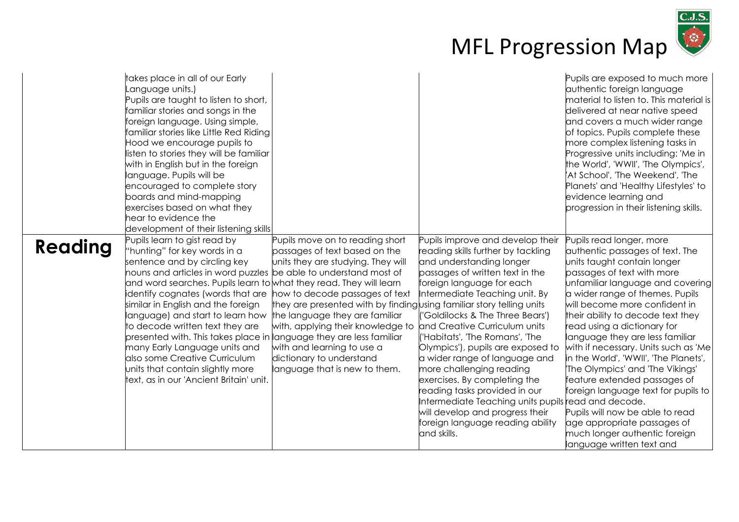# MFL Progression Map

| | | | | |
|---|---|---|---|---|
| | takes place in all of our Early Language units.) Pupils are taught to listen to short, familiar stories and songs in the foreign language. Using simple, familiar stories like Little Red Riding Hood we encourage pupils to listen to stories they will be familiar with in English but in the foreign language. Pupils will be encouraged to complete story boards and mind-mapping exercises based on what they hear to evidence the development of their listening skills | | | Pupils are exposed to much more authentic foreign language material to listen to. This material is delivered at near native speed and covers a much wider range of topics. Pupils complete these more complex listening tasks in Progressive units including: 'Me in the World', 'WWII', 'The Olympics', 'At School', 'The Weekend', 'The Planets' and 'Healthy Lifestyles' to evidence learning and progression in their listening skills. |
| **Reading** | Pupils learn to gist read by "hunting" for key words in a sentence and by circling key nouns and articles in word puzzles and word searches. Pupils learn to identify cognates (words that are similar in English and the foreign language) and start to learn how to decode written text they are presented with. This takes place in many Early Language units and also some Creative Curriculum units that contain slightly more text, as in our 'Ancient Britain' unit. | Pupils move on to reading short passages of text based on the units they are studying. They will be able to understand most of what they read. They will learn how to decode passages of text they are presented with by finding the language they are familiar with, applying their knowledge to language they are less familiar with and learning to use a dictionary to understand language that is new to them. | Pupils improve and develop their reading skills further by tackling and understanding longer passages of written text in the foreign language for each Intermediate Teaching unit. By using familiar story telling units ('Goldilocks & The Three Bears') and Creative Curriculum units ('Habitats', 'The Romans', 'The Olympics'), pupils are exposed to a wider range of language and more challenging reading exercises. By completing the reading tasks provided in our Intermediate Teaching units pupils will develop and progress their foreign language reading ability and skills. | Pupils read longer, more authentic passages of text. The units taught contain longer passages of text with more unfamiliar language and covering a wider range of themes. Pupils will become more confident in their ability to decode text they read using a dictionary for language they are less familiar with if necessary. Units such as 'Me in the World', 'WWII', 'The Planets', 'The Olympics' and 'The Vikings' feature extended passages of foreign language text for pupils to read and decode. Pupils will now be able to read age appropriate passages of much longer authentic foreign language written text and |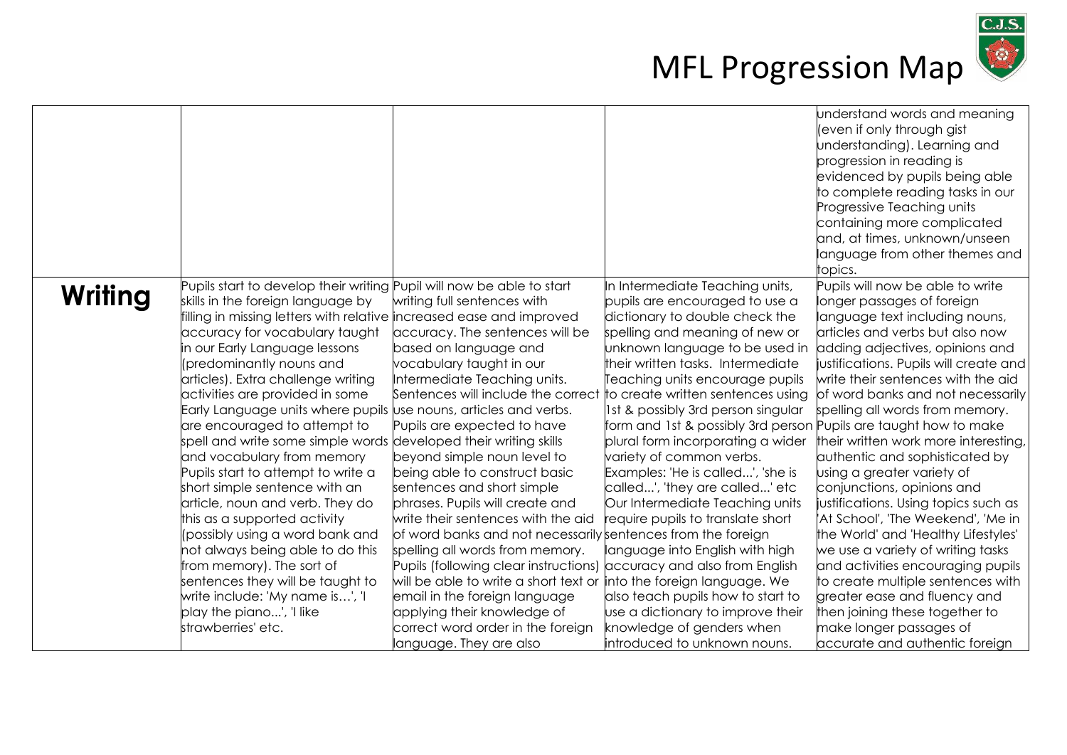# MFL Progression Map

| | | | | |
|---|---|---|---|---|
| | | | | understand words and meaning (even if only through gist understanding). Learning and progression in reading is evidenced by pupils being able to complete reading tasks in our Progressive Teaching units containing more complicated and, at times, unknown/unseen language from other themes and topics. |
| **Writing** | Pupils start to develop their writing skills in the foreign language by filling in missing letters with relative accuracy for vocabulary taught in our Early Language lessons (predominantly nouns and articles). Extra challenge writing activities are provided in some Early Language units where pupils are encouraged to attempt to spell and write some simple words and vocabulary from memory Pupils start to attempt to write a short simple sentence with an article, noun and verb. They do this as a supported activity (possibly using a word bank and not always being able to do this from memory). The sort of sentences they will be taught to write include: 'My name is…', 'I play the piano...', 'I like strawberries' etc. | Pupil will now be able to start writing full sentences with increased ease and improved accuracy. The sentences will be based on language and vocabulary taught in our Intermediate Teaching units. Sentences will include the correct use nouns, articles and verbs. Pupils are expected to have developed their writing skills beyond simple noun level to being able to construct basic sentences and short simple phrases. Pupils will create and write their sentences with the aid of word banks and not necessarily spelling all words from memory. Pupils (following clear instructions) will be able to write a short text or email in the foreign language applying their knowledge of correct word order in the foreign language. They are also | In Intermediate Teaching units, pupils are encouraged to use a dictionary to double check the spelling and meaning of new or unknown language to be used in their written tasks. Intermediate Teaching units encourage pupils to create written sentences using 1st & possibly 3rd person singular form and 1st & possibly 3rd person plural form incorporating a wider variety of common verbs. Examples: 'He is called...', 'she is called...', 'they are called...' etc Our Intermediate Teaching units require pupils to translate short sentences from the foreign language into English with high accuracy and also from English into the foreign language. We also teach pupils how to start to use a dictionary to improve their knowledge of genders when introduced to unknown nouns. | Pupils will now be able to write longer passages of foreign language text including nouns, articles and verbs but also now adding adjectives, opinions and justifications. Pupils will create and write their sentences with the aid of word banks and not necessarily spelling all words from memory. Pupils are taught how to make their written work more interesting, authentic and sophisticated by using a greater variety of conjunctions, opinions and justifications. Using topics such as 'At School', 'The Weekend', 'Me in the World' and 'Healthy Lifestyles' we use a variety of writing tasks and activities encouraging pupils to create multiple sentences with greater ease and fluency and then joining these together to make longer passages of accurate and authentic foreign |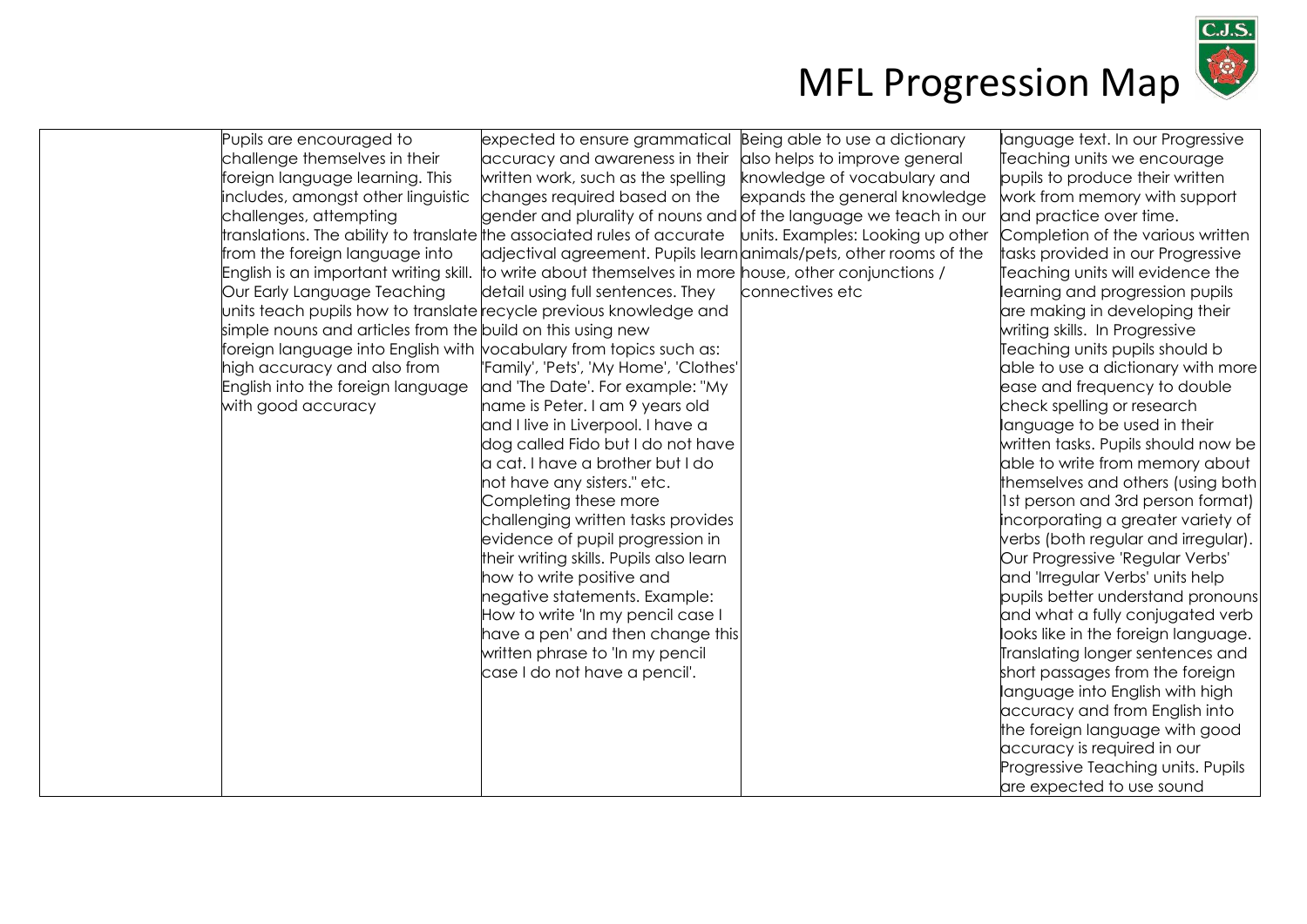# MFL Progression Map

| | | | | |
|---|---|---|---|---|
| | Pupils are encouraged to challenge themselves in their foreign language learning. This includes, amongst other linguistic challenges, attempting translations. The ability to translate from the foreign language into English is an important writing skill. Our Early Language Teaching units teach pupils how to translate simple nouns and articles from the foreign language into English with high accuracy and also from English into the foreign language with good accuracy | expected to ensure grammatical accuracy and awareness in their written work, such as the spelling changes required based on the gender and plurality of nouns and the associated rules of accurate adjectival agreement. Pupils learn to write about themselves in more detail using full sentences. They recycle previous knowledge and build on this using new vocabulary from topics such as: 'Family', 'Pets', 'My Home', 'Clothes' and 'The Date'. For example: "My name is Peter. I am 9 years old and I live in Liverpool. I have a dog called Fido but I do not have a cat. I have a brother but I do not have any sisters." etc. Completing these more challenging written tasks provides evidence of pupil progression in their writing skills. Pupils also learn how to write positive and negative statements. Example: How to write 'In my pencil case I have a pen' and then change this written phrase to 'In my pencil case I do not have a pencil'. | Being able to use a dictionary also helps to improve general knowledge of vocabulary and expands the general knowledge of the language we teach in our units. Examples: Looking up other animals/pets, other rooms of the house, other conjunctions / connectives etc | language text. In our Progressive Teaching units we encourage pupils to produce their written work from memory with support and practice over time. Completion of the various written tasks provided in our Progressive Teaching units will evidence the learning and progression pupils are making in developing their writing skills. In Progressive Teaching units pupils should b able to use a dictionary with more ease and frequency to double check spelling or research language to be used in their written tasks. Pupils should now be able to write from memory about themselves and others (using both 1st person and 3rd person format) incorporating a greater variety of verbs (both regular and irregular). Our Progressive 'Regular Verbs' and 'Irregular Verbs' units help pupils better understand pronouns and what a fully conjugated verb looks like in the foreign language. Translating longer sentences and short passages from the foreign language into English with high accuracy and from English into the foreign language with good accuracy is required in our Progressive Teaching units. Pupils are expected to use sound |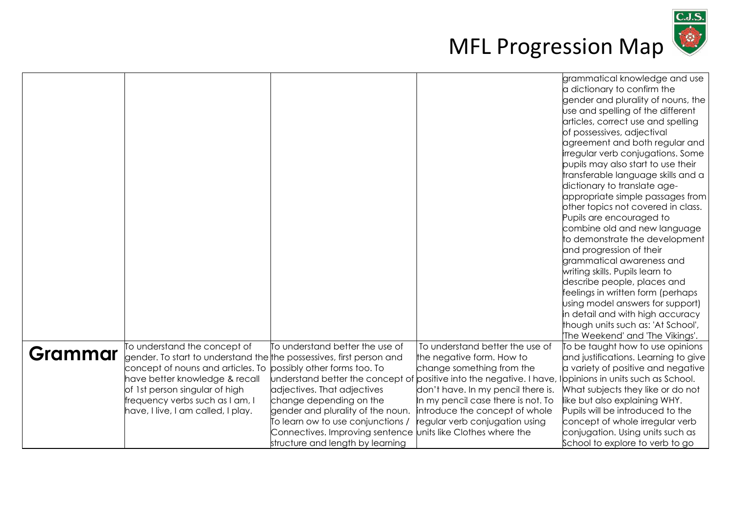# MFL Progression Map

| | | | | |
|---|---|---|---|---|
| | | | | grammatical knowledge and use a dictionary to confirm the gender and plurality of nouns, the use and spelling of the different articles, correct use and spelling of possessives, adjectival agreement and both regular and irregular verb conjugations. Some pupils may also start to use their transferable language skills and a dictionary to translate age-appropriate simple passages from other topics not covered in class. Pupils are encouraged to combine old and new language to demonstrate the development and progression of their grammatical awareness and writing skills. Pupils learn to describe people, places and feelings in written form (perhaps using model answers for support) in detail and with high accuracy though units such as: 'At School', 'The Weekend' and 'The Vikings'. |
| **Grammar** | To understand the concept of gender. To start to understand the concept of nouns and articles. To have better knowledge & recall of 1st person singular of high frequency verbs such as I am, I have, I live, I am called, I play. | To understand better the use of the possessives, first person and possibly other forms too. To understand better the concept of adjectives. That adjectives change depending on the gender and plurality of the noun. To learn ow to use conjunctions / Connectives. Improving sentence structure and length by learning | To understand better the use of the negative form. How to change something from the positive into the negative. I have, I don't have. In my pencil there is. In my pencil case there is not. To introduce the concept of whole regular verb conjugation using units like Clothes where the | To be taught how to use opinions and justifications. Learning to give a variety of positive and negative opinions in units such as School. What subjects they like or do not like but also explaining WHY. Pupils will be introduced to the concept of whole irregular verb conjugation. Using units such as School to explore to verb to go |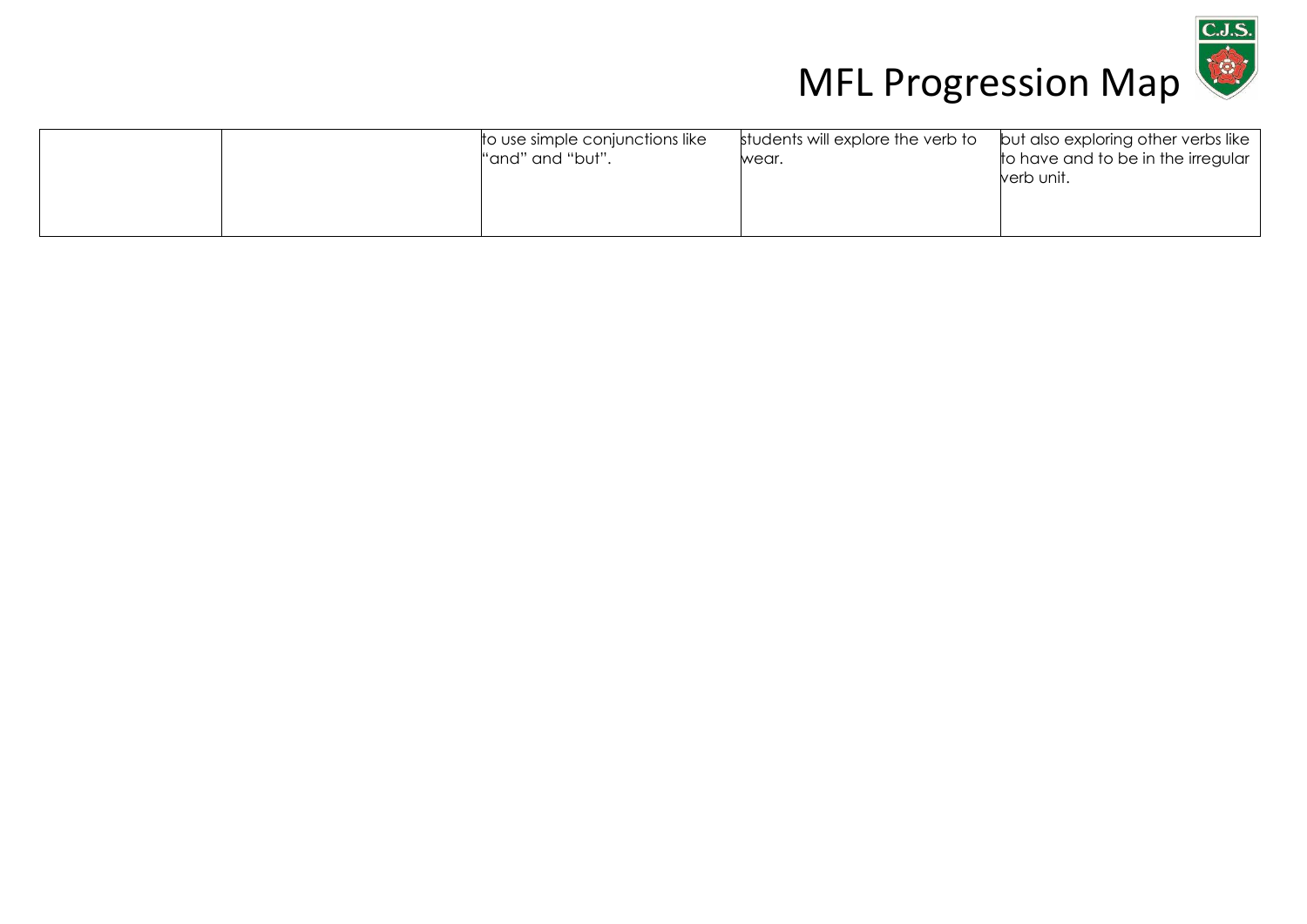# MFL Progression Map

| | | | | |
|---|---|---|---|---|
| | | to use simple conjunctions like "and" and "but". | students will explore the verb to wear. | but also exploring other verbs like to have and to be in the irregular verb unit. |